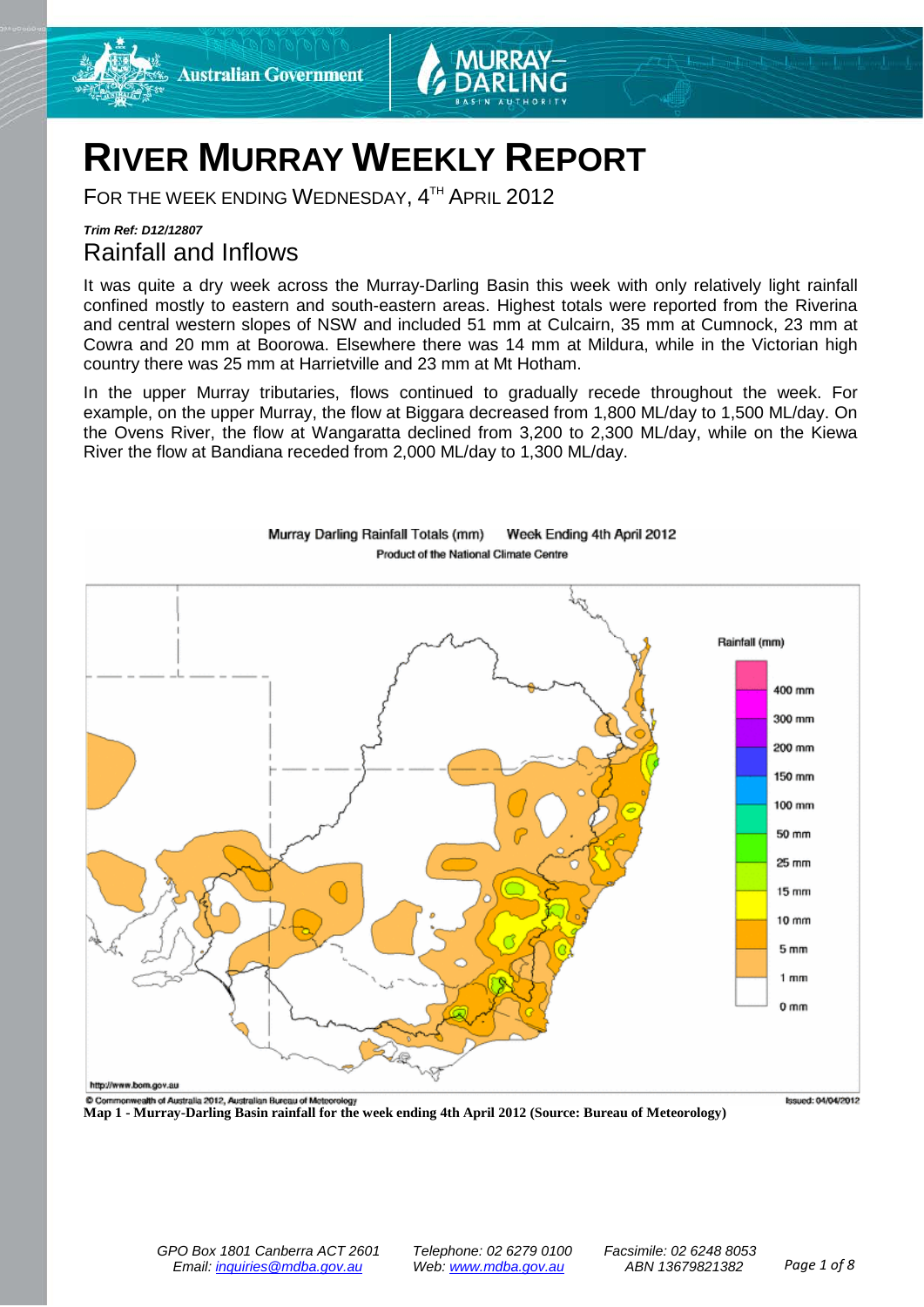# RIVER MURRAY WEEKLY REPORT

FOR THE WEEK ENDING WEDNESDAY, 4TH APRIL 2012

***Trim Ref: D12/12807***

## Rainfall and Inflows

It was quite a dry week across the Murray-Darling Basin this week with only relatively light rainfall confined mostly to eastern and south-eastern areas. Highest totals were reported from the Riverina and central western slopes of NSW and included 51 mm at Culcairn, 35 mm at Cumnock, 23 mm at Cowra and 20 mm at Boorowa. Elsewhere there was 14 mm at Mildura, while in the Victorian high country there was 25 mm at Harrietville and 23 mm at Mt Hotham.

In the upper Murray tributaries, flows continued to gradually recede throughout the week. For example, on the upper Murray, the flow at Biggara decreased from 1,800 ML/day to 1,500 ML/day. On the Ovens River, the flow at Wangaratta declined from 3,200 to 2,300 ML/day, while on the Kiewa River the flow at Bandiana receded from 2,000 ML/day to 1,300 ML/day.

**Map 1 - Murray-Darling Basin rainfall for the week ending 4th April 2012 (Source: Bureau of Meteorology)**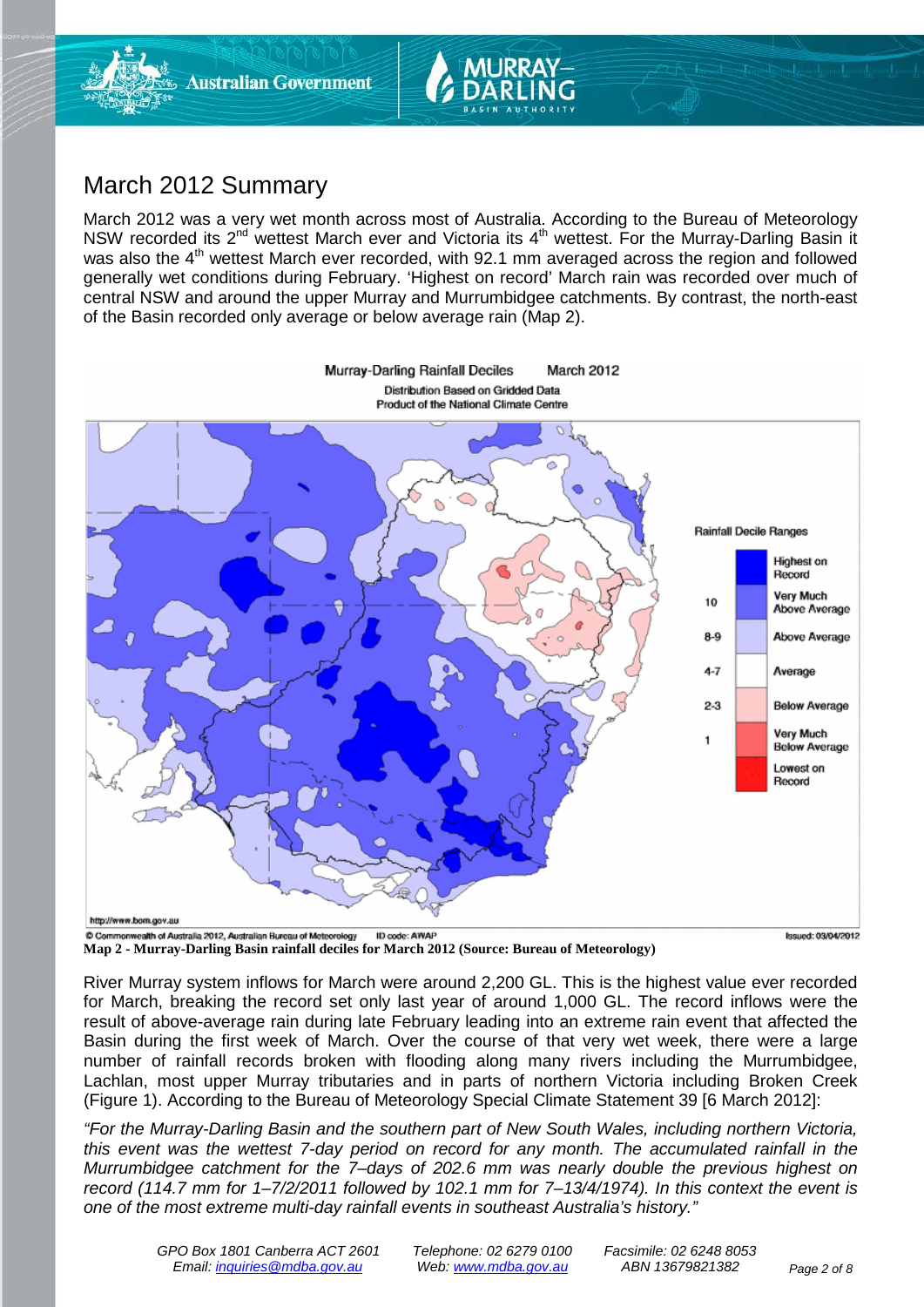# March 2012 Summary

March 2012 was a very wet month across most of Australia. According to the Bureau of Meteorology NSW recorded its 2nd wettest March ever and Victoria its 4th wettest. For the Murray-Darling Basin it was also the 4th wettest March ever recorded, with 92.1 mm averaged across the region and followed generally wet conditions during February. 'Highest on record' March rain was recorded over much of central NSW and around the upper Murray and Murrumbidgee catchments. By contrast, the north-east of the Basin recorded only average or below average rain (Map 2).

**Map 2 - Murray-Darling Basin rainfall deciles for March 2012 (Source: Bureau of Meteorology)**

River Murray system inflows for March were around 2,200 GL. This is the highest value ever recorded for March, breaking the record set only last year of around 1,000 GL. The record inflows were the result of above-average rain during late February leading into an extreme rain event that affected the Basin during the first week of March. Over the course of that very wet week, there were a large number of rainfall records broken with flooding along many rivers including the Murrumbidgee, Lachlan, most upper Murray tributaries and in parts of northern Victoria including Broken Creek (Figure 1). According to the Bureau of Meteorology Special Climate Statement 39 [6 March 2012]:

*"For the Murray-Darling Basin and the southern part of New South Wales, including northern Victoria, this event was the wettest 7-day period on record for any month. The accumulated rainfall in the Murrumbidgee catchment for the 7–days of 202.6 mm was nearly double the previous highest on record (114.7 mm for 1–7/2/2011 followed by 102.1 mm for 7–13/4/1974). In this context the event is one of the most extreme multi-day rainfall events in southeast Australia's history."*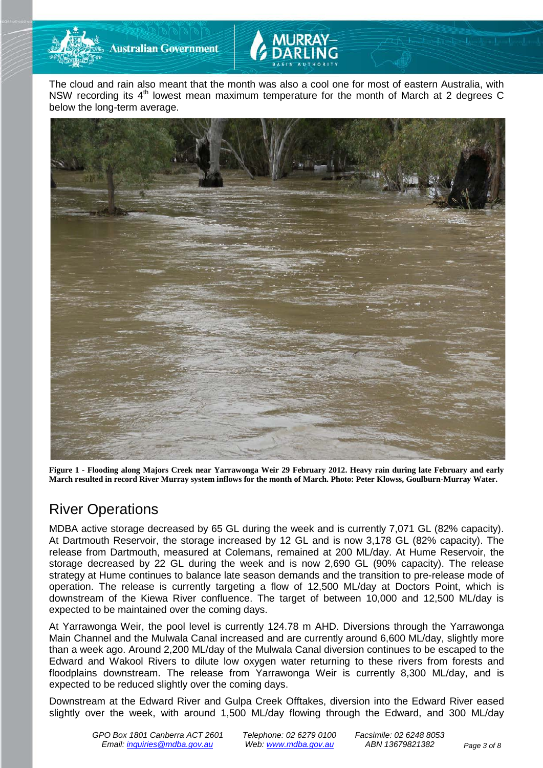The cloud and rain also meant that the month was also a cool one for most of eastern Australia, with NSW recording its 4th lowest mean maximum temperature for the month of March at 2 degrees C below the long-term average.

**Figure 1 - Flooding along Majors Creek near Yarrawonga Weir 29 February 2012. Heavy rain during late February and early March resulted in record River Murray system inflows for the month of March. Photo: Peter Klowss, Goulburn-Murray Water.**

## River Operations

MDBA active storage decreased by 65 GL during the week and is currently 7,071 GL (82% capacity). At Dartmouth Reservoir, the storage increased by 12 GL and is now 3,178 GL (82% capacity). The release from Dartmouth, measured at Colemans, remained at 200 ML/day. At Hume Reservoir, the storage decreased by 22 GL during the week and is now 2,690 GL (90% capacity). The release strategy at Hume continues to balance late season demands and the transition to pre-release mode of operation. The release is currently targeting a flow of 12,500 ML/day at Doctors Point, which is downstream of the Kiewa River confluence. The target of between 10,000 and 12,500 ML/day is expected to be maintained over the coming days.

At Yarrawonga Weir, the pool level is currently 124.78 m AHD. Diversions through the Yarrawonga Main Channel and the Mulwala Canal increased and are currently around 6,600 ML/day, slightly more than a week ago. Around 2,200 ML/day of the Mulwala Canal diversion continues to be escaped to the Edward and Wakool Rivers to dilute low oxygen water returning to these rivers from forests and floodplains downstream. The release from Yarrawonga Weir is currently 8,300 ML/day, and is expected to be reduced slightly over the coming days.

Downstream at the Edward River and Gulpa Creek Offtakes, diversion into the Edward River eased slightly over the week, with around 1,500 ML/day flowing through the Edward, and 300 ML/day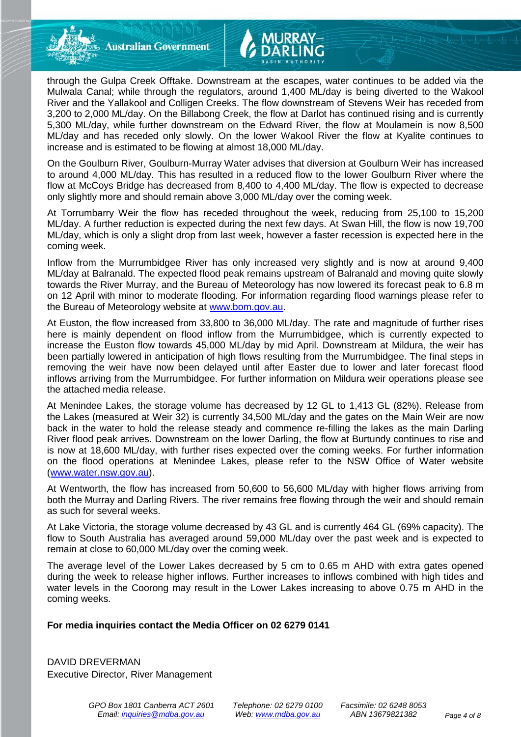through the Gulpa Creek Offtake. Downstream at the escapes, water continues to be added via the Mulwala Canal; while through the regulators, around 1,400 ML/day is being diverted to the Wakool River and the Yallakool and Colligen Creeks. The flow downstream of Stevens Weir has receded from 3,200 to 2,000 ML/day. On the Billabong Creek, the flow at Darlot has continued rising and is currently 5,300 ML/day, while further downstream on the Edward River, the flow at Moulamein is now 8,500 ML/day and has receded only slowly. On the lower Wakool River the flow at Kyalite continues to increase and is estimated to be flowing at almost 18,000 ML/day.

On the Goulburn River, Goulburn-Murray Water advises that diversion at Goulburn Weir has increased to around 4,000 ML/day. This has resulted in a reduced flow to the lower Goulburn River where the flow at McCoys Bridge has decreased from 8,400 to 4,400 ML/day. The flow is expected to decrease only slightly more and should remain above 3,000 ML/day over the coming week.

At Torrumbarry Weir the flow has receded throughout the week, reducing from 25,100 to 15,200 ML/day. A further reduction is expected during the next few days. At Swan Hill, the flow is now 19,700 ML/day, which is only a slight drop from last week, however a faster recession is expected here in the coming week.

Inflow from the Murrumbidgee River has only increased very slightly and is now at around 9,400 ML/day at Balranald. The expected flood peak remains upstream of Balranald and moving quite slowly towards the River Murray, and the Bureau of Meteorology has now lowered its forecast peak to 6.8 m on 12 April with minor to moderate flooding. For information regarding flood warnings please refer to the Bureau of Meteorology website at www.bom.gov.au.

At Euston, the flow increased from 33,800 to 36,000 ML/day. The rate and magnitude of further rises here is mainly dependent on flood inflow from the Murrumbidgee, which is currently expected to increase the Euston flow towards 45,000 ML/day by mid April. Downstream at Mildura, the weir has been partially lowered in anticipation of high flows resulting from the Murrumbidgee. The final steps in removing the weir have now been delayed until after Easter due to lower and later forecast flood inflows arriving from the Murrumbidgee. For further information on Mildura weir operations please see the attached media release.

At Menindee Lakes, the storage volume has decreased by 12 GL to 1,413 GL (82%). Release from the Lakes (measured at Weir 32) is currently 34,500 ML/day and the gates on the Main Weir are now back in the water to hold the release steady and commence re-filling the lakes as the main Darling River flood peak arrives. Downstream on the lower Darling, the flow at Burtundy continues to rise and is now at 18,600 ML/day, with further rises expected over the coming weeks. For further information on the flood operations at Menindee Lakes, please refer to the NSW Office of Water website (www.water.nsw.gov.au).

At Wentworth, the flow has increased from 50,600 to 56,600 ML/day with higher flows arriving from both the Murray and Darling Rivers. The river remains free flowing through the weir and should remain as such for several weeks.

At Lake Victoria, the storage volume decreased by 43 GL and is currently 464 GL (69% capacity). The flow to South Australia has averaged around 59,000 ML/day over the past week and is expected to remain at close to 60,000 ML/day over the coming week.

The average level of the Lower Lakes decreased by 5 cm to 0.65 m AHD with extra gates opened during the week to release higher inflows. Further increases to inflows combined with high tides and water levels in the Coorong may result in the Lower Lakes increasing to above 0.75 m AHD in the coming weeks.

**For media inquiries contact the Media Officer on 02 6279 0141**

DAVID DREVERMAN
Executive Director, River Management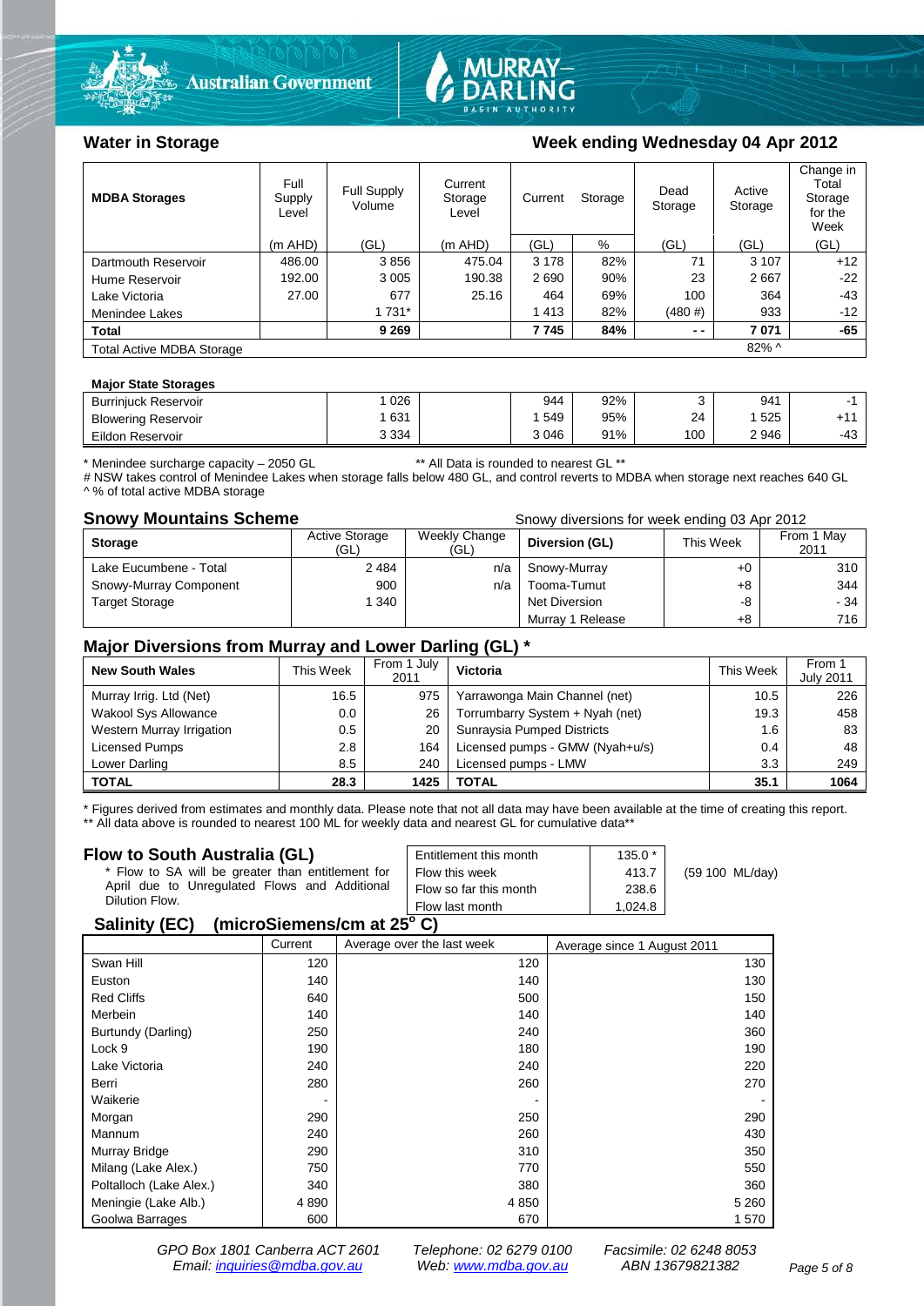## Water in Storage

## Week ending Wednesday 04 Apr 2012

| MDBA Storages | Full Supply Level | Full Supply Volume | Current Storage Level | Current Storage | | Dead Storage | Active Storage | Change in Total Storage for the Week |
|---|---|---|---|---|---|---|---|---|
| | (m AHD) | (GL) | (m AHD) | (GL) | % | (GL) | (GL) | (GL) |
| Dartmouth Reservoir | 486.00 | 3 856 | 475.04 | 3 178 | 82% | 71 | 3 107 | +12 |
| Hume Reservoir | 192.00 | 3 005 | 190.38 | 2 690 | 90% | 23 | 2 667 | -22 |
| Lake Victoria | 27.00 | 677 | 25.16 | 464 | 69% | 100 | 364 | -43 |
| Menindee Lakes | | 1 731* | | 1 413 | 82% | (480 #) | 933 | -12 |
| **Total** | | **9 269** | | **7 745** | **84%** | **- -** | **7 071** | **-65** |
| Total Active MDBA Storage | | | | | | | 82% ^ | |

**Major State Storages**

| | | | | | | | |
|---|---|---|---|---|---|---|---|
| Burrinjuck Reservoir | 1 026 | | 944 | 92% | 3 | 941 | -1 |
| Blowering Reservoir | 1 631 | | 1 549 | 95% | 24 | 1 525 | +11 |
| Eildon Reservoir | 3 334 | | 3 046 | 91% | 100 | 2 946 | -43 |

\* Menindee surcharge capacity – 2050 GL  ** All Data is rounded to nearest GL **
# NSW takes control of Menindee Lakes when storage falls below 480 GL, and control reverts to MDBA when storage next reaches 640 GL
^ % of total active MDBA storage

## Snowy Mountains Scheme

Snowy diversions for week ending 03 Apr 2012

| Storage | Active Storage (GL) | Weekly Change (GL) | Diversion (GL) | This Week | From 1 May 2011 |
|---|---|---|---|---|---|
| Lake Eucumbene - Total | 2 484 | n/a | Snowy-Murray | +0 | 310 |
| Snowy-Murray Component | 900 | n/a | Tooma-Tumut | +8 | 344 |
| Target Storage | 1 340 | | Net Diversion | -8 | - 34 |
| | | | Murray 1 Release | +8 | 716 |

## Major Diversions from Murray and Lower Darling (GL) *

| New South Wales | This Week | From 1 July 2011 | Victoria | This Week | From 1 July 2011 |
|---|---|---|---|---|---|
| Murray Irrig. Ltd (Net) | 16.5 | 975 | Yarrawonga Main Channel (net) | 10.5 | 226 |
| Wakool Sys Allowance | 0.0 | 26 | Torrumbarry System + Nyah (net) | 19.3 | 458 |
| Western Murray Irrigation | 0.5 | 20 | Sunraysia Pumped Districts | 1.6 | 83 |
| Licensed Pumps | 2.8 | 164 | Licensed pumps - GMW (Nyah+u/s) | 0.4 | 48 |
| Lower Darling | 8.5 | 240 | Licensed pumps - LMW | 3.3 | 249 |
| **TOTAL** | **28.3** | **1425** | **TOTAL** | **35.1** | **1064** |

\* Figures derived from estimates and monthly data. Please note that not all data may have been available at the time of creating this report.
** All data above is rounded to nearest 100 ML for weekly data and nearest GL for cumulative data**

## Flow to South Australia (GL)

\* Flow to SA will be greater than entitlement for April due to Unregulated Flows and Additional Dilution Flow.

| | | |
|---|---|---|
| Entitlement this month | 135.0 * | |
| Flow this week | 413.7 | (59 100 ML/day) |
| Flow so far this month | 238.6 | |
| Flow last month | 1,024.8 | |

## Salinity (EC) (microSiemens/cm at 25° C)

| | Current | Average over the last week | Average since 1 August 2011 |
|---|---|---|---|
| Swan Hill | 120 | 120 | 130 |
| Euston | 140 | 140 | 130 |
| Red Cliffs | 640 | 500 | 150 |
| Merbein | 140 | 140 | 140 |
| Burtundy (Darling) | 250 | 240 | 360 |
| Lock 9 | 190 | 180 | 190 |
| Lake Victoria | 240 | 240 | 220 |
| Berri | 280 | 260 | 270 |
| Waikerie | - | - | - |
| Morgan | 290 | 250 | 290 |
| Mannum | 240 | 260 | 430 |
| Murray Bridge | 290 | 310 | 350 |
| Milang (Lake Alex.) | 750 | 770 | 550 |
| Poltalloch (Lake Alex.) | 340 | 380 | 360 |
| Meningie (Lake Alb.) | 4 890 | 4 850 | 5 260 |
| Goolwa Barrages | 600 | 670 | 1 570 |

*GPO Box 1801 Canberra ACT 2601  Telephone: 02 6279 0100  Facsimile: 02 6248 8053*
*Email: inquiries@mdba.gov.au  Web: www.mdba.gov.au  ABN 13679821382*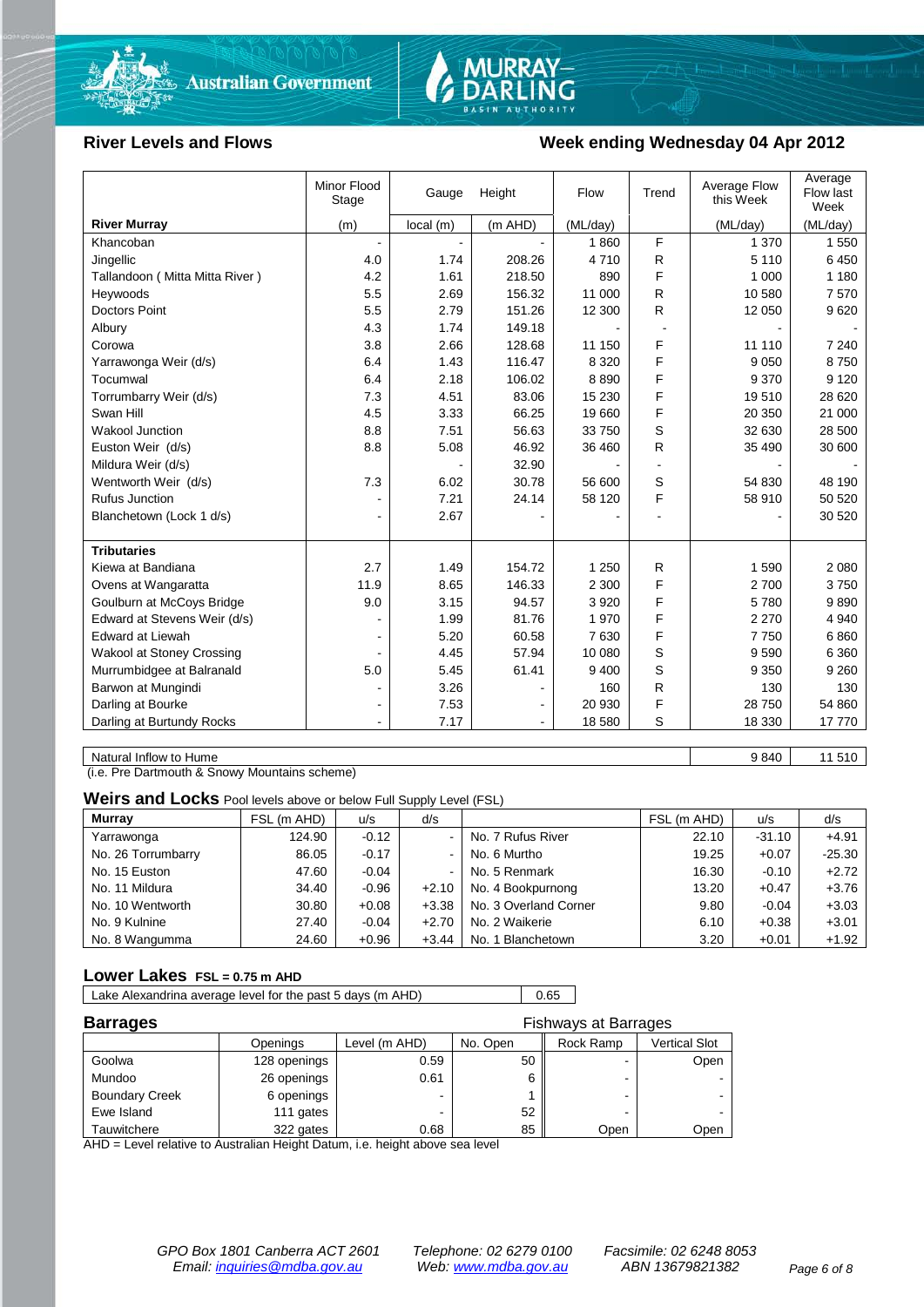## River Levels and Flows

## Week ending Wednesday 04 Apr 2012

| | Minor Flood Stage | Gauge Height | | Flow | Trend | Average Flow this Week | Average Flow last Week |
|---|---|---|---|---|---|---|---|
| **River Murray** | (m) | local (m) | (m AHD) | (ML/day) | | (ML/day) | (ML/day) |
| Khancoban | - | - | - | 1 860 | F | 1 370 | 1 550 |
| Jingellic | 4.0 | 1.74 | 208.26 | 4 710 | R | 5 110 | 6 450 |
| Tallandoon ( Mitta Mitta River ) | 4.2 | 1.61 | 218.50 | 890 | F | 1 000 | 1 180 |
| Heywoods | 5.5 | 2.69 | 156.32 | 11 000 | R | 10 580 | 7 570 |
| Doctors Point | 5.5 | 2.79 | 151.26 | 12 300 | R | 12 050 | 9 620 |
| Albury | 4.3 | 1.74 | 149.18 | - | - | - | - |
| Corowa | 3.8 | 2.66 | 128.68 | 11 150 | F | 11 110 | 7 240 |
| Yarrawonga Weir (d/s) | 6.4 | 1.43 | 116.47 | 8 320 | F | 9 050 | 8 750 |
| Tocumwal | 6.4 | 2.18 | 106.02 | 8 890 | F | 9 370 | 9 120 |
| Torrumbarry Weir (d/s) | 7.3 | 4.51 | 83.06 | 15 230 | F | 19 510 | 28 620 |
| Swan Hill | 4.5 | 3.33 | 66.25 | 19 660 | F | 20 350 | 21 000 |
| Wakool Junction | 8.8 | 7.51 | 56.63 | 33 750 | S | 32 630 | 28 500 |
| Euston Weir (d/s) | 8.8 | 5.08 | 46.92 | 36 460 | R | 35 490 | 30 600 |
| Mildura Weir (d/s) | | - | 32.90 | | - | | - |
| Wentworth Weir (d/s) | 7.3 | 6.02 | 30.78 | 56 600 | S | 54 830 | 48 190 |
| Rufus Junction | - | 7.21 | 24.14 | 58 120 | F | 58 910 | 50 520 |
| Blanchetown (Lock 1 d/s) | - | 2.67 | - | - | - | - | 30 520 |
| **Tributaries** | | | | | | | |
| Kiewa at Bandiana | 2.7 | 1.49 | 154.72 | 1 250 | R | 1 590 | 2 080 |
| Ovens at Wangaratta | 11.9 | 8.65 | 146.33 | 2 300 | F | 2 700 | 3 750 |
| Goulburn at McCoys Bridge | 9.0 | 3.15 | 94.57 | 3 920 | F | 5 780 | 9 890 |
| Edward at Stevens Weir (d/s) | - | 1.99 | 81.76 | 1 970 | F | 2 270 | 4 940 |
| Edward at Liewah | - | 5.20 | 60.58 | 7 630 | F | 7 750 | 6 860 |
| Wakool at Stoney Crossing | - | 4.45 | 57.94 | 10 080 | S | 9 590 | 6 360 |
| Murrumbidgee at Balranald | 5.0 | 5.45 | 61.41 | 9 400 | S | 9 350 | 9 260 |
| Barwon at Mungindi | - | 3.26 | - | 160 | R | 130 | 130 |
| Darling at Bourke | - | 7.53 | - | 20 930 | F | 28 750 | 54 860 |
| Darling at Burtundy Rocks | - | 7.17 | - | 18 580 | S | 18 330 | 17 770 |

| | This Week | Last Week |
|---|---|---|
| Natural Inflow to Hume | 9 840 | 11 510 |

(i.e. Pre Dartmouth & Snowy Mountains scheme)

### Weirs and Locks
Pool levels above or below Full Supply Level (FSL)

| Murray | FSL (m AHD) | u/s | d/s | | FSL (m AHD) | u/s | d/s |
|---|---|---|---|---|---|---|---|
| Yarrawonga | 124.90 | -0.12 | - | No. 7 Rufus River | 22.10 | -31.10 | +4.91 |
| No. 26 Torrumbarry | 86.05 | -0.17 | - | No. 6 Murtho | 19.25 | +0.07 | -25.30 |
| No. 15 Euston | 47.60 | -0.04 | - | No. 5 Renmark | 16.30 | -0.10 | +2.72 |
| No. 11 Mildura | 34.40 | -0.96 | +2.10 | No. 4 Bookpurnong | 13.20 | +0.47 | +3.76 |
| No. 10 Wentworth | 30.80 | +0.08 | +3.38 | No. 3 Overland Corner | 9.80 | -0.04 | +3.03 |
| No. 9 Kulnine | 27.40 | -0.04 | +2.70 | No. 2 Waikerie | 6.10 | +0.38 | +3.01 |
| No. 8 Wangumma | 24.60 | +0.96 | +3.44 | No. 1 Blanchetown | 3.20 | +0.01 | +1.92 |

### Lower Lakes
FSL = 0.75 m AHD

| Lake Alexandrina average level for the past 5 days (m AHD) | 0.65 |
|---|---|

### Barrages

| | Openings | Level (m AHD) | No. Open | Fishways at Barrages: Rock Ramp | Vertical Slot |
|---|---|---|---|---|---|
| Goolwa | 128 openings | 0.59 | 50 | - | Open |
| Mundoo | 26 openings | 0.61 | 6 | - | - |
| Boundary Creek | 6 openings | - | 1 | - | - |
| Ewe Island | 111 gates | - | 52 | - | - |
| Tauwitchere | 322 gates | 0.68 | 85 | Open | Open |

AHD = Level relative to Australian Height Datum, i.e. height above sea level

*GPO Box 1801 Canberra ACT 2601 Email: inquiries@mdba.gov.au*
*Telephone: 02 6279 0100 Web: www.mdba.gov.au*
*Facsimile: 02 6248 8053 ABN 13679821382*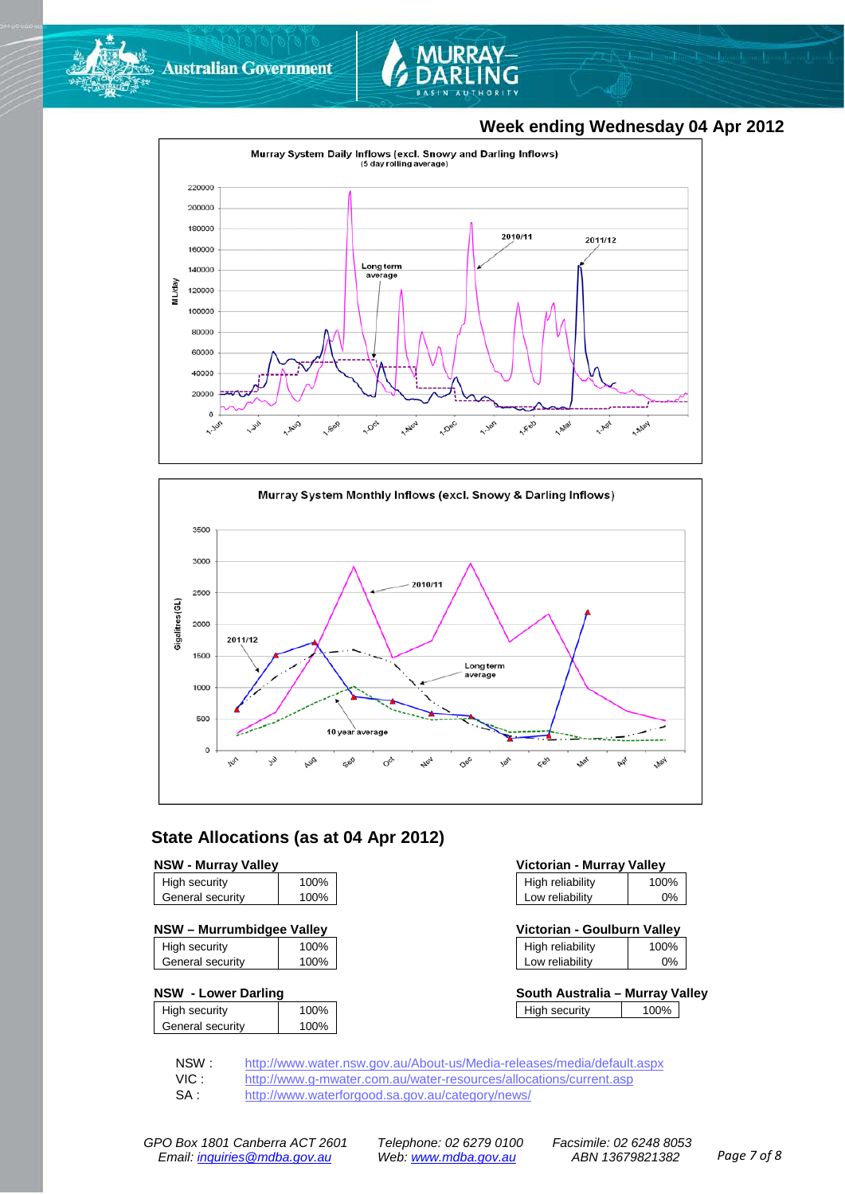## Week ending Wednesday 04 Apr 2012

**Murray System Daily Inflows (excl. Snowy and Darling Inflows)**
(5 day rolling average)

**Murray System Monthly Inflows (excl. Snowy & Darling Inflows)**

## State Allocations (as at 04 Apr 2012)

**NSW - Murray Valley**

| High security | 100% |
|---|---|
| General security | 100% |

**NSW – Murrumbidgee Valley**

| High security | 100% |
|---|---|
| General security | 100% |

**NSW - Lower Darling**

| High security | 100% |
|---|---|
| General security | 100% |

**Victorian - Murray Valley**

| High reliability | 100% |
|---|---|
| Low reliability | 0% |

**Victorian - Goulburn Valley**

| High reliability | 100% |
|---|---|
| Low reliability | 0% |

**South Australia – Murray Valley**

| High security | 100% |
|---|---|

NSW : http://www.water.nsw.gov.au/About-us/Media-releases/media/default.aspx

VIC : http://www.g-mwater.com.au/water-resources/allocations/current.asp

SA : http://www.waterforgood.sa.gov.au/category/news/

*GPO Box 1801 Canberra ACT 2601* *Telephone: 02 6279 0100* *Facsimile: 02 6248 8053*
*Email: inquiries@mdba.gov.au* *Web: www.mdba.gov.au* *ABN 13679821382*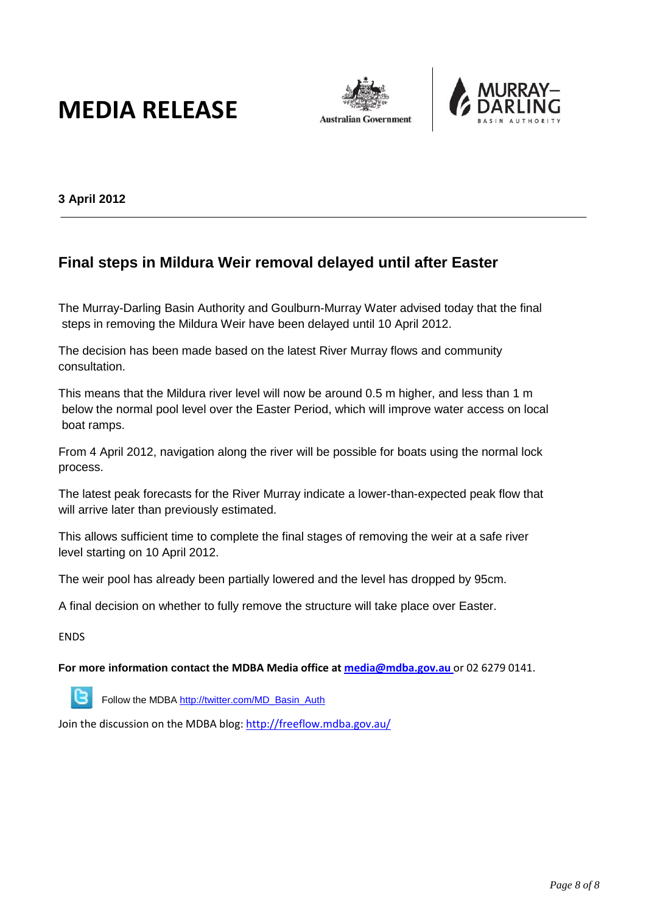# MEDIA RELEASE

Australian Government

MURRAY–DARLING BASIN AUTHORITY

**3 April 2012**

---

## Final steps in Mildura Weir removal delayed until after Easter

The Murray-Darling Basin Authority and Goulburn-Murray Water advised today that the final steps in removing the Mildura Weir have been delayed until 10 April 2012.

The decision has been made based on the latest River Murray flows and community consultation.

This means that the Mildura river level will now be around 0.5 m higher, and less than 1 m below the normal pool level over the Easter Period, which will improve water access on local boat ramps.

From 4 April 2012, navigation along the river will be possible for boats using the normal lock process.

The latest peak forecasts for the River Murray indicate a lower-than-expected peak flow that will arrive later than previously estimated.

This allows sufficient time to complete the final stages of removing the weir at a safe river level starting on 10 April 2012.

The weir pool has already been partially lowered and the level has dropped by 95cm.

A final decision on whether to fully remove the structure will take place over Easter.

ENDS

**For more information contact the MDBA Media office at [media@mdba.gov.au](mailto:media@mdba.gov.au)** or 02 6279 0141.

Follow the MDBA [http://twitter.com/MD_Basin_Auth](http://twitter.com/MD_Basin_Auth)

Join the discussion on the MDBA blog: [http://freeflow.mdba.gov.au/](http://freeflow.mdba.gov.au/)